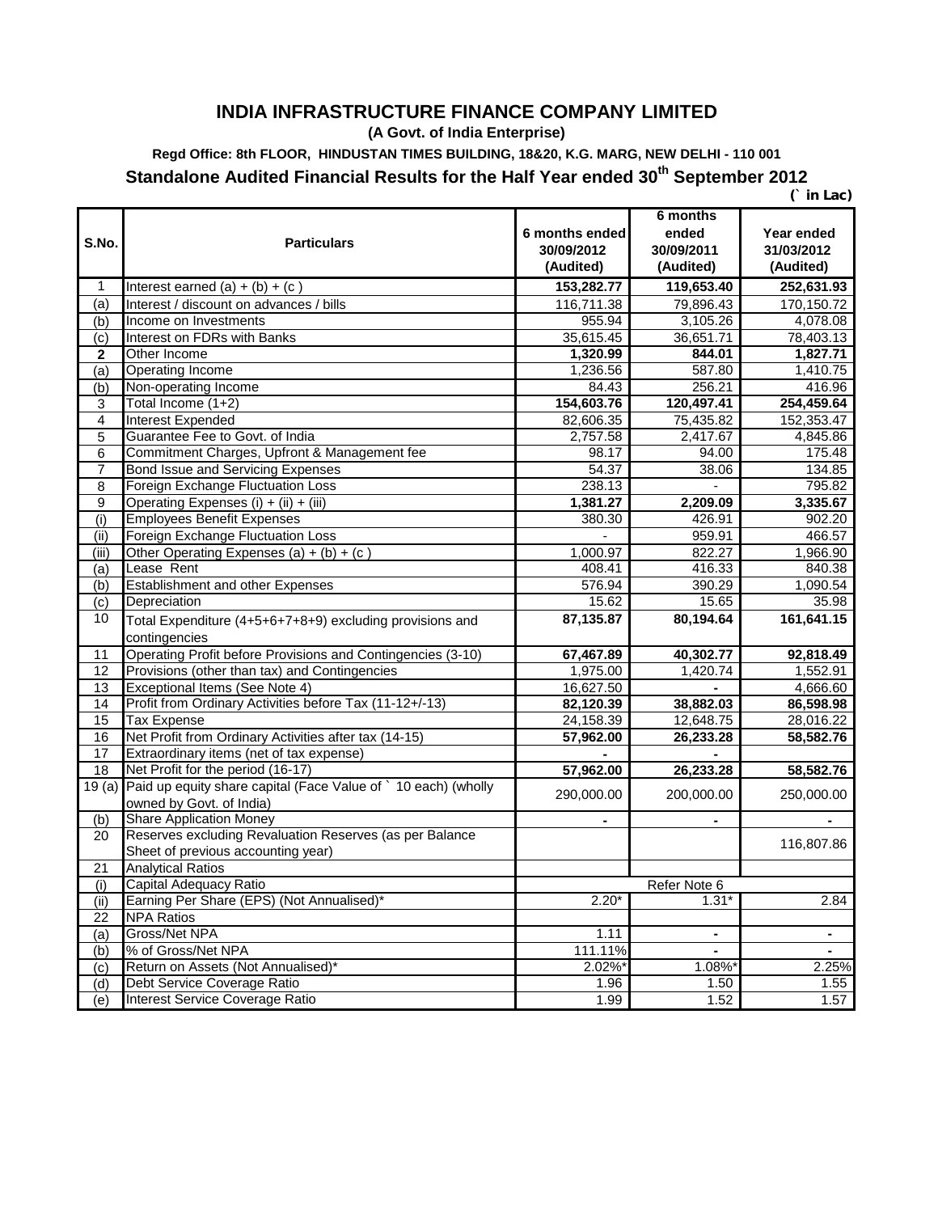# INDIA INFRASTRUCTURE FINANCE COMPANY LIMITED

**(A Govt. of India Enterprise)**

**Regd Office: 8th FLOOR, HINDUSTAN TIMES BUILDING, 18&20, K.G. MARG, NEW DELHI - 110 001**

## Standalone Audited Financial Results for the Half Year ended 30th September 2012

(` in Lac)

| S.No. | Particulars | 6 months ended 30/09/2012 (Audited) | 6 months ended 30/09/2011 (Audited) | Year ended 31/03/2012 (Audited) |
|---|---|---|---|---|
| 1 | Interest earned (a) + (b) + (c ) | **153,282.77** | **119,653.40** | **252,631.93** |
| (a) | Interest / discount on advances / bills | 116,711.38 | 79,896.43 | 170,150.72 |
| (b) | Income on Investments | 955.94 | 3,105.26 | 4,078.08 |
| (c) | Interest on FDRs with Banks | 35,615.45 | 36,651.71 | 78,403.13 |
| **2** | Other Income | **1,320.99** | **844.01** | **1,827.71** |
| (a) | Operating Income | 1,236.56 | 587.80 | 1,410.75 |
| (b) | Non-operating Income | 84.43 | 256.21 | 416.96 |
| 3 | Total Income (1+2) | **154,603.76** | **120,497.41** | **254,459.64** |
| 4 | Interest Expended | 82,606.35 | 75,435.82 | 152,353.47 |
| 5 | Guarantee Fee to Govt. of India | 2,757.58 | 2,417.67 | 4,845.86 |
| 6 | Commitment Charges, Upfront & Management fee | 98.17 | 94.00 | 175.48 |
| 7 | Bond Issue and Servicing Expenses | 54.37 | 38.06 | 134.85 |
| 8 | Foreign Exchange Fluctuation Loss | 238.13 | - | 795.82 |
| 9 | Operating Expenses (i) + (ii) + (iii) | **1,381.27** | **2,209.09** | **3,335.67** |
| (i) | Employees Benefit Expenses | 380.30 | 426.91 | 902.20 |
| (ii) | Foreign Exchange Fluctuation Loss | - | 959.91 | 466.57 |
| (iii) | Other Operating Expenses (a) + (b) + (c ) | 1,000.97 | 822.27 | 1,966.90 |
| (a) | Lease Rent | 408.41 | 416.33 | 840.38 |
| (b) | Establishment and other Expenses | 576.94 | 390.29 | 1,090.54 |
| (c) | Depreciation | 15.62 | 15.65 | 35.98 |
| 10 | Total Expenditure (4+5+6+7+8+9) excluding provisions and contingencies | **87,135.87** | **80,194.64** | **161,641.15** |
| 11 | Operating Profit before Provisions and Contingencies (3-10) | **67,467.89** | **40,302.77** | **92,818.49** |
| 12 | Provisions (other than tax) and Contingencies | 1,975.00 | 1,420.74 | 1,552.91 |
| 13 | Exceptional Items (See Note 4) | 16,627.50 | **-** | 4,666.60 |
| 14 | Profit from Ordinary Activities before Tax (11-12+/-13) | **82,120.39** | **38,882.03** | **86,598.98** |
| 15 | Tax Expense | 24,158.39 | 12,648.75 | 28,016.22 |
| 16 | Net Profit from Ordinary Activities after tax (14-15) | **57,962.00** | **26,233.28** | **58,582.76** |
| 17 | Extraordinary items (net of tax expense) | **-** | **-** | |
| 18 | Net Profit for the period (16-17) | **57,962.00** | **26,233.28** | **58,582.76** |
| 19 (a) | Paid up equity share capital (Face Value of ` 10 each) (wholly owned by Govt. of India) | 290,000.00 | 200,000.00 | 250,000.00 |
| (b) | Share Application Money | **-** | **-** | **-** |
| 20 | Reserves excluding Revaluation Reserves (as per Balance Sheet of previous accounting year) | | | 116,807.86 |
| 21 | Analytical Ratios | | | |
| (i) | Capital Adequacy Ratio | | Refer Note 6 | |
| (ii) | Earning Per Share (EPS) (Not Annualised)* | 2.20* | 1.31* | 2.84 |
| 22 | NPA Ratios | | | |
| (a) | Gross/Net NPA | 1.11 | **-** | **-** |
| (b) | % of Gross/Net NPA | 111.11% | **-** | **-** |
| (c) | Return on Assets (Not Annualised)* | 2.02%* | 1.08%* | 2.25% |
| (d) | Debt Service Coverage Ratio | 1.96 | 1.50 | 1.55 |
| (e) | Interest Service Coverage Ratio | 1.99 | 1.52 | 1.57 |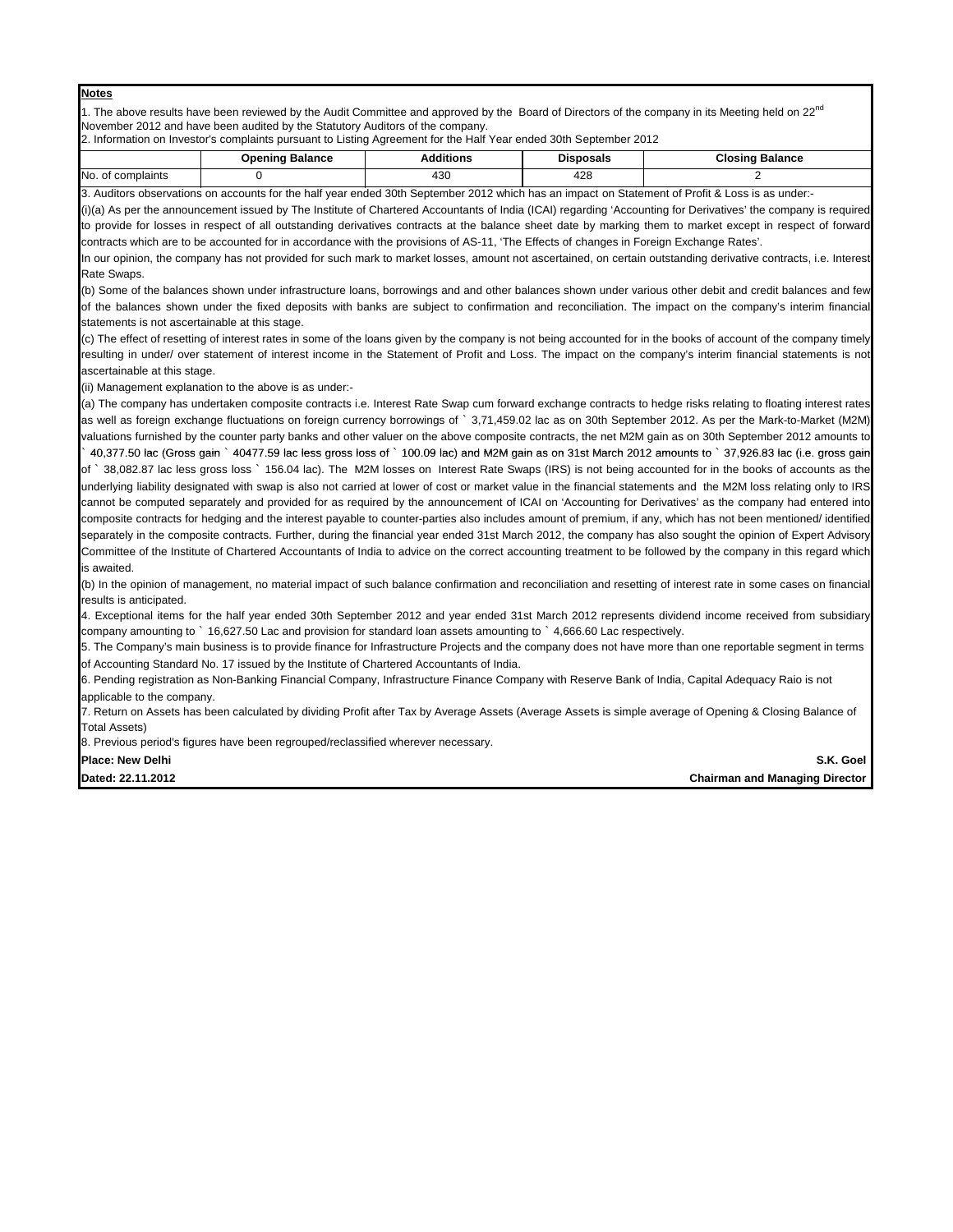**Notes**

1. The above results have been reviewed by the Audit Committee and approved by the Board of Directors of the company in its Meeting held on 22nd November 2012 and have been audited by the Statutory Auditors of the company.

2. Information on Investor's complaints pursuant to Listing Agreement for the Half Year ended 30th September 2012

| | Opening Balance | Additions | Disposals | Closing Balance |
|---|---|---|---|---|
| No. of complaints | 0 | 430 | 428 | 2 |

3. Auditors observations on accounts for the half year ended 30th September 2012 which has an impact on Statement of Profit & Loss is as under:-

(i)(a) As per the announcement issued by The Institute of Chartered Accountants of India (ICAI) regarding 'Accounting for Derivatives' the company is required to provide for losses in respect of all outstanding derivatives contracts at the balance sheet date by marking them to market except in respect of forward contracts which are to be accounted for in accordance with the provisions of AS-11, 'The Effects of changes in Foreign Exchange Rates'.

In our opinion, the company has not provided for such mark to market losses, amount not ascertained, on certain outstanding derivative contracts, i.e. Interest Rate Swaps.

(b) Some of the balances shown under infrastructure loans, borrowings and and other balances shown under various other debit and credit balances and few of the balances shown under the fixed deposits with banks are subject to confirmation and reconciliation. The impact on the company's interim financial statements is not ascertainable at this stage.

(c) The effect of resetting of interest rates in some of the loans given by the company is not being accounted for in the books of account of the company timely resulting in under/ over statement of interest income in the Statement of Profit and Loss. The impact on the company's interim financial statements is not ascertainable at this stage.

(ii) Management explanation to the above is as under:-

(a) The company has undertaken composite contracts i.e. Interest Rate Swap cum forward exchange contracts to hedge risks relating to floating interest rates as well as foreign exchange fluctuations on foreign currency borrowings of ` 3,71,459.02 lac as on 30th September 2012. As per the Mark-to-Market (M2M) valuations furnished by the counter party banks and other valuer on the above composite contracts, the net M2M gain as on 30th September 2012 amounts to ` 40,377.50 lac (Gross gain ` 40477.59 lac less gross loss of ` 100.09 lac) and M2M gain as on 31st March 2012 amounts to ` 37,926.83 lac (i.e. gross gain of ` 38,082.87 lac less gross loss ` 156.04 lac). The M2M losses on Interest Rate Swaps (IRS) is not being accounted for in the books of accounts as the underlying liability designated with swap is also not carried at lower of cost or market value in the financial statements and the M2M loss relating only to IRS cannot be computed separately and provided for as required by the announcement of ICAI on 'Accounting for Derivatives' as the company had entered into composite contracts for hedging and the interest payable to counter-parties also includes amount of premium, if any, which has not been mentioned/ identified separately in the composite contracts. Further, during the financial year ended 31st March 2012, the company has also sought the opinion of Expert Advisory Committee of the Institute of Chartered Accountants of India to advice on the correct accounting treatment to be followed by the company in this regard which is awaited.

(b) In the opinion of management, no material impact of such balance confirmation and reconciliation and resetting of interest rate in some cases on financial results is anticipated.

4. Exceptional items for the half year ended 30th September 2012 and year ended 31st March 2012 represents dividend income received from subsidiary company amounting to ` 16,627.50 Lac and provision for standard loan assets amounting to ` 4,666.60 Lac respectively.

5. The Company's main business is to provide finance for Infrastructure Projects and the company does not have more than one reportable segment in terms of Accounting Standard No. 17 issued by the Institute of Chartered Accountants of India.

6. Pending registration as Non-Banking Financial Company, Infrastructure Finance Company with Reserve Bank of India, Capital Adequacy Raio is not applicable to the company.

7. Return on Assets has been calculated by dividing Profit after Tax by Average Assets (Average Assets is simple average of Opening & Closing Balance of Total Assets)

8. Previous period's figures have been regrouped/reclassified wherever necessary.

**Place: New Delhi** **S.K. Goel**

**Dated: 22.11.2012** **Chairman and Managing Director**